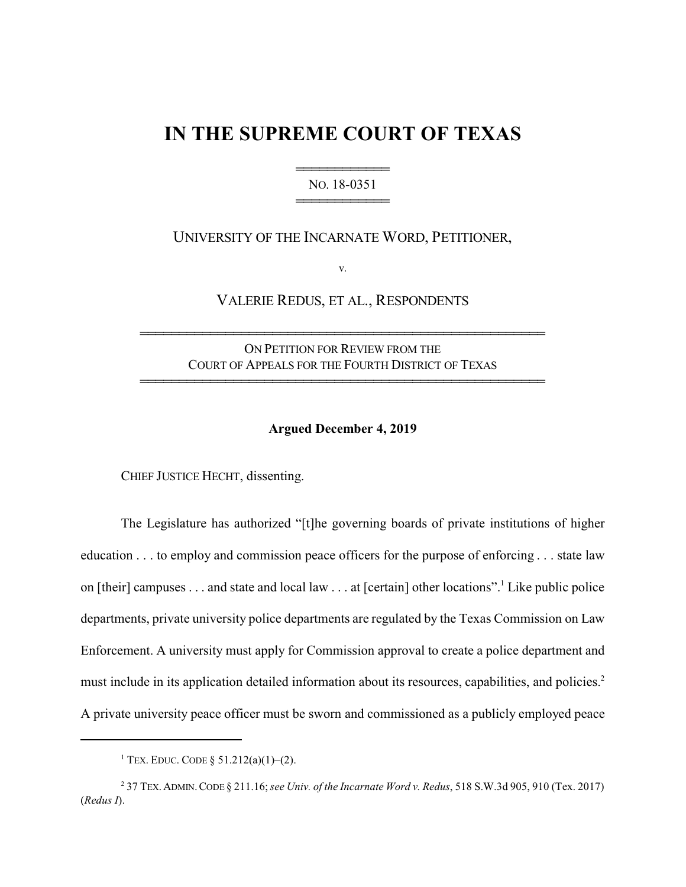# IN THE SUPREME COURT OF TEXAS

NO. 18-0351

UNIVERSITY OF THE INCARNATE WORD, PETITIONER,

v.

VALERIE REDUS, ET AL., RESPONDENTS

ON PETITION FOR REVIEW FROM THE COURT OF APPEALS FOR THE FOURTH DISTRICT OF TEXAS

**Argued December 4, 2019**

CHIEF JUSTICE HECHT, dissenting.

The Legislature has authorized "[t]he governing boards of private institutions of higher education . . . to employ and commission peace officers for the purpose of enforcing . . . state law on [their] campuses . . . and state and local law . . . at [certain] other locations".[1] Like public police departments, private university police departments are regulated by the Texas Commission on Law Enforcement. A university must apply for Commission approval to create a police department and must include in its application detailed information about its resources, capabilities, and policies.[2] A private university peace officer must be sworn and commissioned as a publicly employed peace

---

[1] TEX. EDUC. CODE § 51.212(a)(1)–(2).

[2] 37 TEX. ADMIN. CODE § 211.16; *see Univ. of the Incarnate Word v. Redus*, 518 S.W.3d 905, 910 (Tex. 2017) (*Redus I*).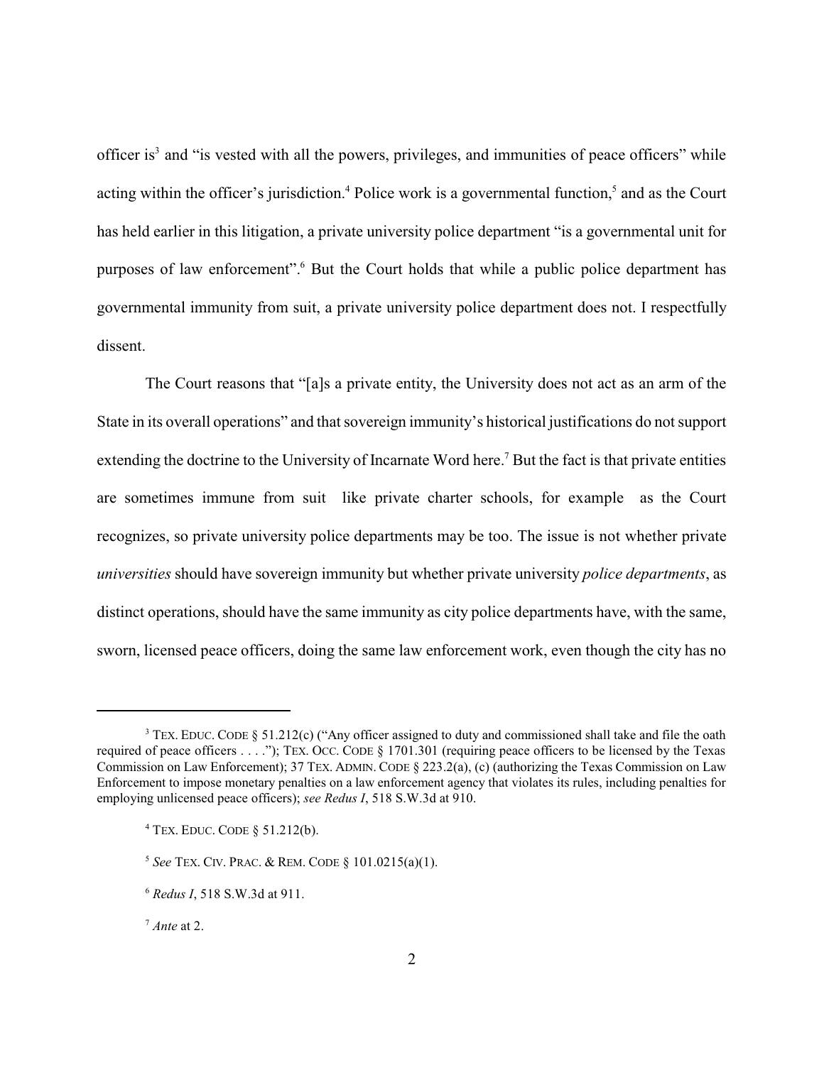officer is[3] and "is vested with all the powers, privileges, and immunities of peace officers" while acting within the officer's jurisdiction.[4] Police work is a governmental function,[5] and as the Court has held earlier in this litigation, a private university police department "is a governmental unit for purposes of law enforcement".[6] But the Court holds that while a public police department has governmental immunity from suit, a private university police department does not. I respectfully dissent.

The Court reasons that "[a]s a private entity, the University does not act as an arm of the State in its overall operations" and that sovereign immunity's historical justifications do not support extending the doctrine to the University of Incarnate Word here.[7] But the fact is that private entities are sometimes immune from suit like private charter schools, for example as the Court recognizes, so private university police departments may be too. The issue is not whether private *universities* should have sovereign immunity but whether private university *police departments*, as distinct operations, should have the same immunity as city police departments have, with the same, sworn, licensed peace officers, doing the same law enforcement work, even though the city has no

---

[3] TEX. EDUC. CODE § 51.212(c) ("Any officer assigned to duty and commissioned shall take and file the oath required of peace officers . . . ."); TEX. OCC. CODE § 1701.301 (requiring peace officers to be licensed by the Texas Commission on Law Enforcement); 37 TEX. ADMIN. CODE § 223.2(a), (c) (authorizing the Texas Commission on Law Enforcement to impose monetary penalties on a law enforcement agency that violates its rules, including penalties for employing unlicensed peace officers); *see Redus I*, 518 S.W.3d at 910.

[4] TEX. EDUC. CODE § 51.212(b).

[5] *See* TEX. CIV. PRAC. & REM. CODE § 101.0215(a)(1).

[6] *Redus I*, 518 S.W.3d at 911.

[7] *Ante* at 2.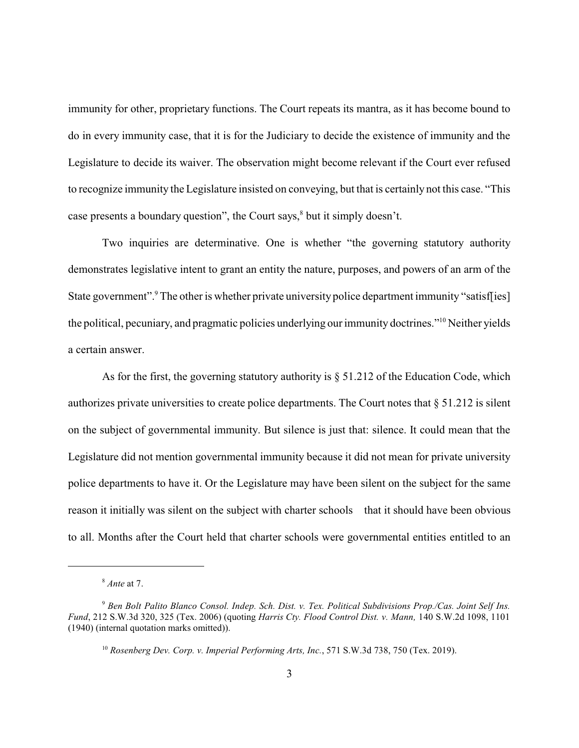immunity for other, proprietary functions. The Court repeats its mantra, as it has become bound to do in every immunity case, that it is for the Judiciary to decide the existence of immunity and the Legislature to decide its waiver. The observation might become relevant if the Court ever refused to recognize immunity the Legislature insisted on conveying, but that is certainly not this case. "This case presents a boundary question", the Court says,[8] but it simply doesn't.

Two inquiries are determinative. One is whether "the governing statutory authority demonstrates legislative intent to grant an entity the nature, purposes, and powers of an arm of the State government".[9] The other is whether private university police department immunity "satisf[ies] the political, pecuniary, and pragmatic policies underlying our immunity doctrines."[10] Neither yields a certain answer.

As for the first, the governing statutory authority is § 51.212 of the Education Code, which authorizes private universities to create police departments. The Court notes that § 51.212 is silent on the subject of governmental immunity. But silence is just that: silence. It could mean that the Legislature did not mention governmental immunity because it did not mean for private university police departments to have it. Or the Legislature may have been silent on the subject for the same reason it initially was silent on the subject with charter schools — that it should have been obvious to all. Months after the Court held that charter schools were governmental entities entitled to an

---

[8] *Ante* at 7.

[9] *Ben Bolt Palito Blanco Consol. Indep. Sch. Dist. v. Tex. Political Subdivisions Prop./Cas. Joint Self Ins. Fund*, 212 S.W.3d 320, 325 (Tex. 2006) (quoting *Harris Cty. Flood Control Dist. v. Mann,* 140 S.W.2d 1098, 1101 (1940) (internal quotation marks omitted)).

[10] *Rosenberg Dev. Corp. v. Imperial Performing Arts, Inc.*, 571 S.W.3d 738, 750 (Tex. 2019).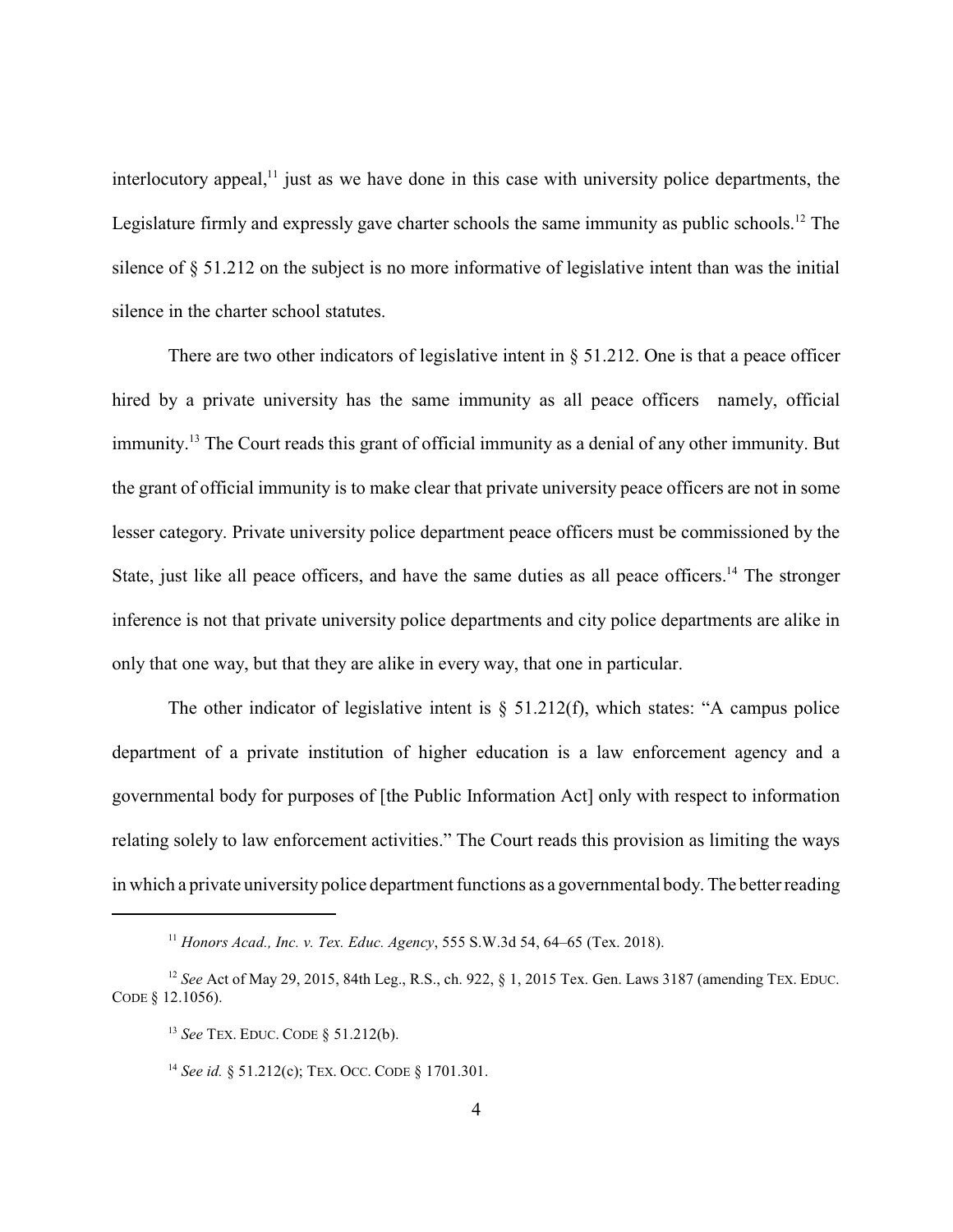interlocutory appeal,[11] just as we have done in this case with university police departments, the Legislature firmly and expressly gave charter schools the same immunity as public schools.[12] The silence of § 51.212 on the subject is no more informative of legislative intent than was the initial silence in the charter school statutes.

There are two other indicators of legislative intent in § 51.212. One is that a peace officer hired by a private university has the same immunity as all peace officers namely, official immunity.[13] The Court reads this grant of official immunity as a denial of any other immunity. But the grant of official immunity is to make clear that private university peace officers are not in some lesser category. Private university police department peace officers must be commissioned by the State, just like all peace officers, and have the same duties as all peace officers.[14] The stronger inference is not that private university police departments and city police departments are alike in only that one way, but that they are alike in every way, that one in particular.

The other indicator of legislative intent is § 51.212(f), which states: "A campus police department of a private institution of higher education is a law enforcement agency and a governmental body for purposes of [the Public Information Act] only with respect to information relating solely to law enforcement activities." The Court reads this provision as limiting the ways in which a private university police department functions as a governmental body. The better reading

---

[11] *Honors Acad., Inc. v. Tex. Educ. Agency*, 555 S.W.3d 54, 64–65 (Tex. 2018).

[12] *See* Act of May 29, 2015, 84th Leg., R.S., ch. 922, § 1, 2015 Tex. Gen. Laws 3187 (amending TEX. EDUC. CODE § 12.1056).

[13] *See* TEX. EDUC. CODE § 51.212(b).

[14] *See id.* § 51.212(c); TEX. OCC. CODE § 1701.301.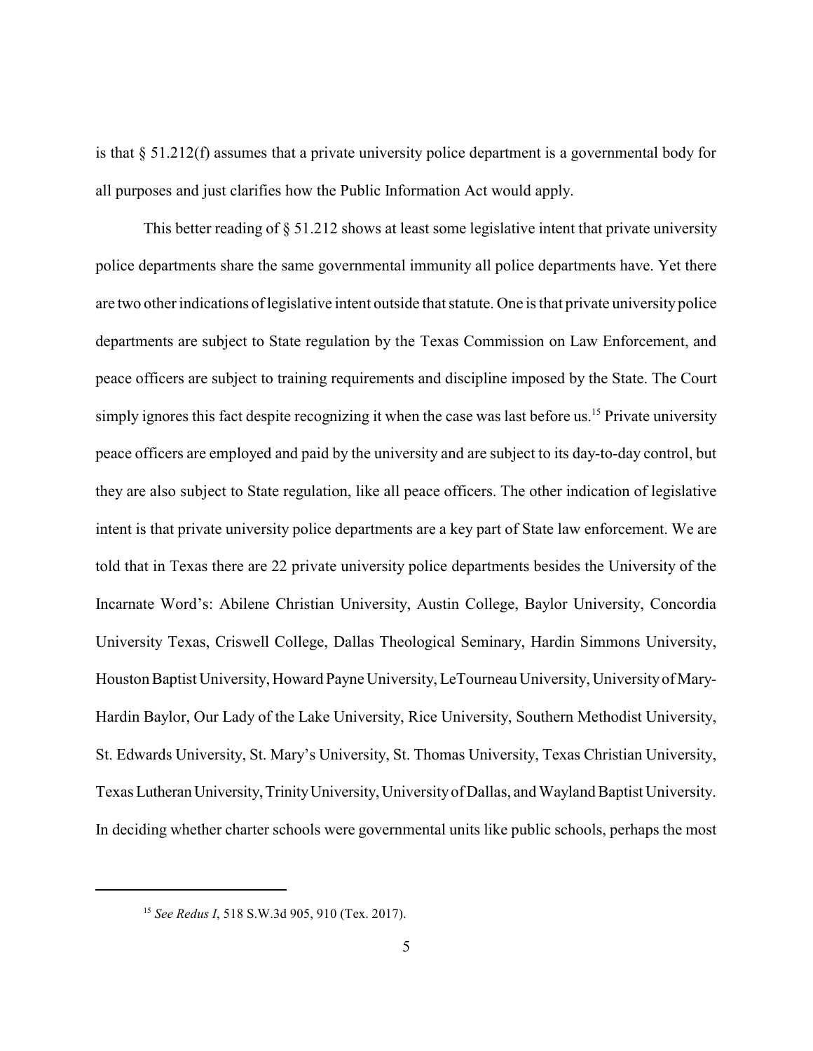is that § 51.212(f) assumes that a private university police department is a governmental body for all purposes and just clarifies how the Public Information Act would apply.

This better reading of § 51.212 shows at least some legislative intent that private university police departments share the same governmental immunity all police departments have. Yet there are two other indications of legislative intent outside that statute. One is that private university police departments are subject to State regulation by the Texas Commission on Law Enforcement, and peace officers are subject to training requirements and discipline imposed by the State. The Court simply ignores this fact despite recognizing it when the case was last before us.[15] Private university peace officers are employed and paid by the university and are subject to its day-to-day control, but they are also subject to State regulation, like all peace officers. The other indication of legislative intent is that private university police departments are a key part of State law enforcement. We are told that in Texas there are 22 private university police departments besides the University of the Incarnate Word's: Abilene Christian University, Austin College, Baylor University, Concordia University Texas, Criswell College, Dallas Theological Seminary, Hardin Simmons University, Houston Baptist University, Howard Payne University, LeTourneau University, University of Mary-Hardin Baylor, Our Lady of the Lake University, Rice University, Southern Methodist University, St. Edwards University, St. Mary's University, St. Thomas University, Texas Christian University, Texas Lutheran University, Trinity University, University of Dallas, and Wayland Baptist University. In deciding whether charter schools were governmental units like public schools, perhaps the most

[15] *See Redus I*, 518 S.W.3d 905, 910 (Tex. 2017).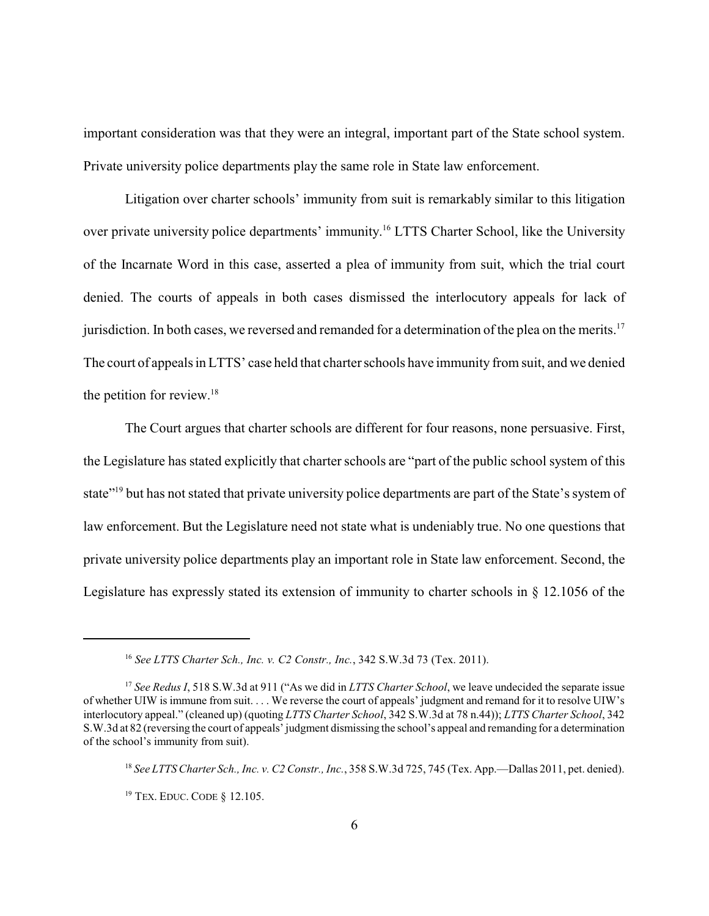important consideration was that they were an integral, important part of the State school system. Private university police departments play the same role in State law enforcement.

Litigation over charter schools' immunity from suit is remarkably similar to this litigation over private university police departments' immunity.[16] LTTS Charter School, like the University of the Incarnate Word in this case, asserted a plea of immunity from suit, which the trial court denied. The courts of appeals in both cases dismissed the interlocutory appeals for lack of jurisdiction. In both cases, we reversed and remanded for a determination of the plea on the merits.[17] The court of appeals in LTTS' case held that charter schools have immunity from suit, and we denied the petition for review.[18]

The Court argues that charter schools are different for four reasons, none persuasive. First, the Legislature has stated explicitly that charter schools are "part of the public school system of this state"[19] but has not stated that private university police departments are part of the State's system of law enforcement. But the Legislature need not state what is undeniably true. No one questions that private university police departments play an important role in State law enforcement. Second, the Legislature has expressly stated its extension of immunity to charter schools in § 12.1056 of the

---

[16] *See LTTS Charter Sch., Inc. v. C2 Constr., Inc.*, 342 S.W.3d 73 (Tex. 2011).

[17] *See Redus I*, 518 S.W.3d at 911 ("As we did in *LTTS Charter School*, we leave undecided the separate issue of whether UIW is immune from suit. . . . We reverse the court of appeals' judgment and remand for it to resolve UIW's interlocutory appeal." (cleaned up) (quoting *LTTS Charter School*, 342 S.W.3d at 78 n.44)); *LTTS Charter School*, 342 S.W.3d at 82 (reversing the court of appeals' judgment dismissing the school's appeal and remanding for a determination of the school's immunity from suit).

[18] *See LTTS Charter Sch., Inc. v. C2 Constr., Inc.*, 358 S.W.3d 725, 745 (Tex. App.—Dallas 2011, pet. denied).

[19] TEX. EDUC. CODE § 12.105.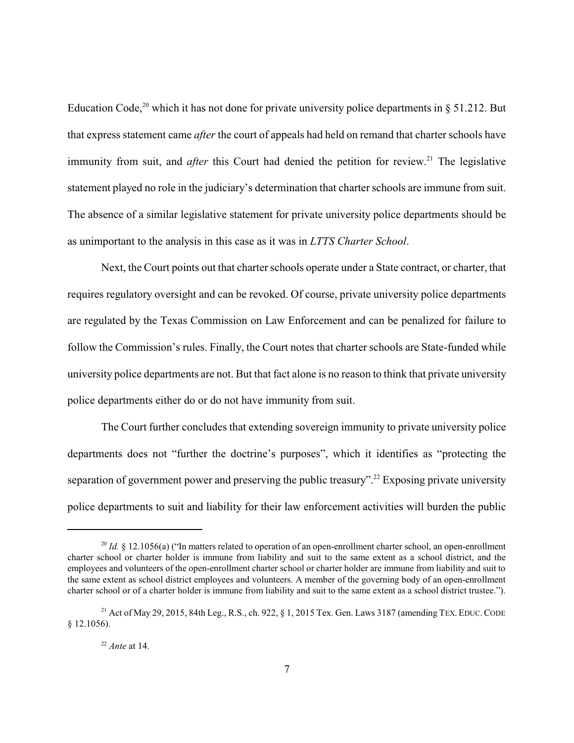Education Code,[20] which it has not done for private university police departments in § 51.212. But that express statement came *after* the court of appeals had held on remand that charter schools have immunity from suit, and *after* this Court had denied the petition for review.[21] The legislative statement played no role in the judiciary's determination that charter schools are immune from suit. The absence of a similar legislative statement for private university police departments should be as unimportant to the analysis in this case as it was in *LTTS Charter School*.

Next, the Court points out that charter schools operate under a State contract, or charter, that requires regulatory oversight and can be revoked. Of course, private university police departments are regulated by the Texas Commission on Law Enforcement and can be penalized for failure to follow the Commission's rules. Finally, the Court notes that charter schools are State-funded while university police departments are not. But that fact alone is no reason to think that private university police departments either do or do not have immunity from suit.

The Court further concludes that extending sovereign immunity to private university police departments does not "further the doctrine's purposes", which it identifies as "protecting the separation of government power and preserving the public treasury".[22] Exposing private university police departments to suit and liability for their law enforcement activities will burden the public

---

[20] *Id.* § 12.1056(a) ("In matters related to operation of an open-enrollment charter school, an open-enrollment charter school or charter holder is immune from liability and suit to the same extent as a school district, and the employees and volunteers of the open-enrollment charter school or charter holder are immune from liability and suit to the same extent as school district employees and volunteers. A member of the governing body of an open-enrollment charter school or of a charter holder is immune from liability and suit to the same extent as a school district trustee.").

[21] Act of May 29, 2015, 84th Leg., R.S., ch. 922, § 1, 2015 Tex. Gen. Laws 3187 (amending TEX. EDUC. CODE § 12.1056).

[22] *Ante* at 14.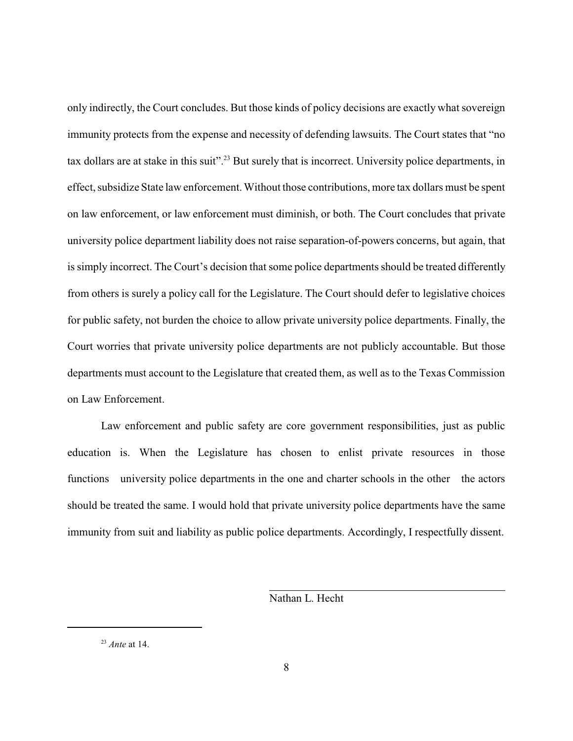only indirectly, the Court concludes. But those kinds of policy decisions are exactly what sovereign immunity protects from the expense and necessity of defending lawsuits. The Court states that "no tax dollars are at stake in this suit".[23] But surely that is incorrect. University police departments, in effect, subsidize State law enforcement. Without those contributions, more tax dollars must be spent on law enforcement, or law enforcement must diminish, or both. The Court concludes that private university police department liability does not raise separation-of-powers concerns, but again, that is simply incorrect. The Court's decision that some police departments should be treated differently from others is surely a policy call for the Legislature. The Court should defer to legislative choices for public safety, not burden the choice to allow private university police departments. Finally, the Court worries that private university police departments are not publicly accountable. But those departments must account to the Legislature that created them, as well as to the Texas Commission on Law Enforcement.

Law enforcement and public safety are core government responsibilities, just as public education is. When the Legislature has chosen to enlist private resources in those functions university police departments in the one and charter schools in the other the actors should be treated the same. I would hold that private university police departments have the same immunity from suit and liability as public police departments. Accordingly, I respectfully dissent.

Nathan L. Hecht

---

[23] *Ante* at 14.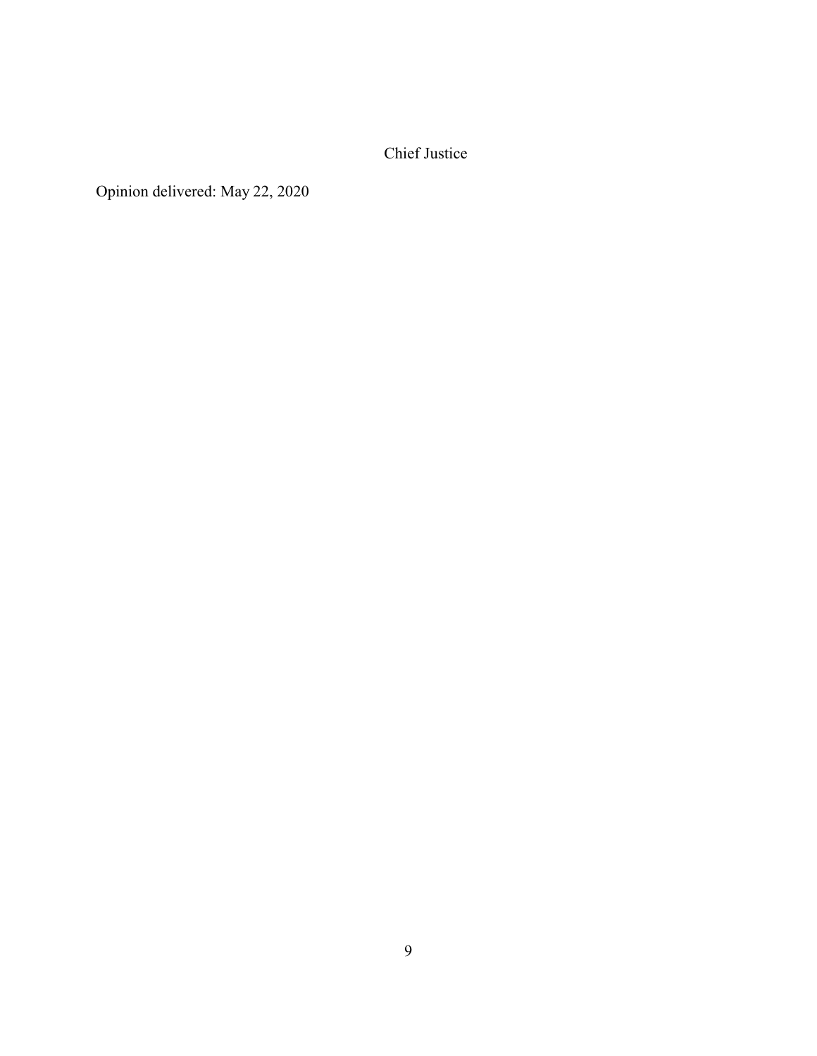Chief Justice

Opinion delivered: May 22, 2020